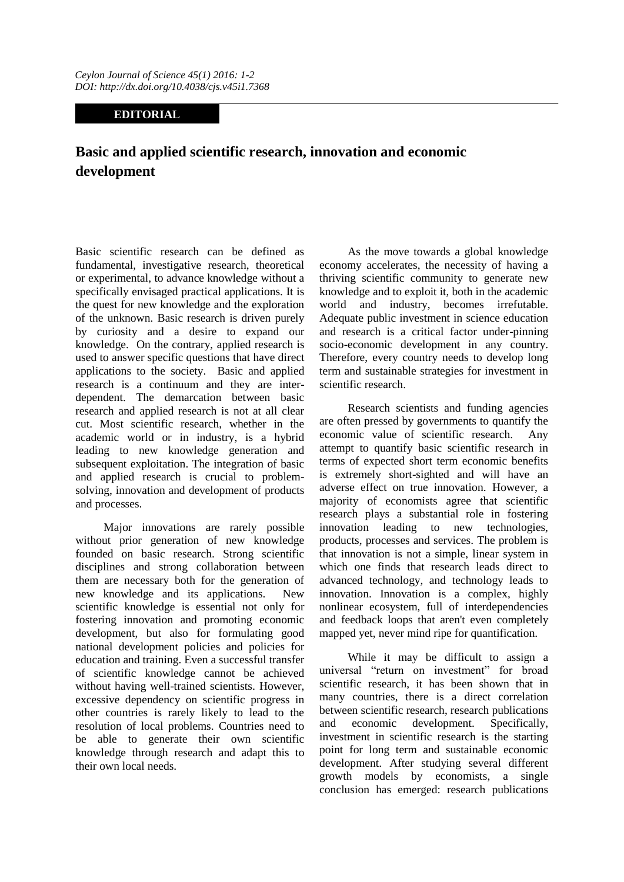**EDITORIAL**

# Basic and applied scientific research, innovation and economic development

Basic scientific research can be defined as fundamental, investigative research, theoretical or experimental, to advance knowledge without a specifically envisaged practical applications. It is the quest for new knowledge and the exploration of the unknown. Basic research is driven purely by curiosity and a desire to expand our knowledge. On the contrary, applied research is used to answer specific questions that have direct applications to the society. Basic and applied research is a continuum and they are inter-dependent. The demarcation between basic research and applied research is not at all clear cut. Most scientific research, whether in the academic world or in industry, is a hybrid leading to new knowledge generation and subsequent exploitation. The integration of basic and applied research is crucial to problem-solving, innovation and development of products and processes.

Major innovations are rarely possible without prior generation of new knowledge founded on basic research. Strong scientific disciplines and strong collaboration between them are necessary both for the generation of new knowledge and its applications. New scientific knowledge is essential not only for fostering innovation and promoting economic development, but also for formulating good national development policies and policies for education and training. Even a successful transfer of scientific knowledge cannot be achieved without having well-trained scientists. However, excessive dependency on scientific progress in other countries is rarely likely to lead to the resolution of local problems. Countries need to be able to generate their own scientific knowledge through research and adapt this to their own local needs.

As the move towards a global knowledge economy accelerates, the necessity of having a thriving scientific community to generate new knowledge and to exploit it, both in the academic world and industry, becomes irrefutable. Adequate public investment in science education and research is a critical factor under-pinning socio-economic development in any country. Therefore, every country needs to develop long term and sustainable strategies for investment in scientific research.

Research scientists and funding agencies are often pressed by governments to quantify the economic value of scientific research. Any attempt to quantify basic scientific research in terms of expected short term economic benefits is extremely short-sighted and will have an adverse effect on true innovation. However, a majority of economists agree that scientific research plays a substantial role in fostering innovation leading to new technologies, products, processes and services. The problem is that innovation is not a simple, linear system in which one finds that research leads direct to advanced technology, and technology leads to innovation. Innovation is a complex, highly nonlinear ecosystem, full of interdependencies and feedback loops that aren't even completely mapped yet, never mind ripe for quantification.

While it may be difficult to assign a universal "return on investment" for broad scientific research, it has been shown that in many countries, there is a direct correlation between scientific research, research publications and economic development. Specifically, investment in scientific research is the starting point for long term and sustainable economic development. After studying several different growth models by economists, a single conclusion has emerged: research publications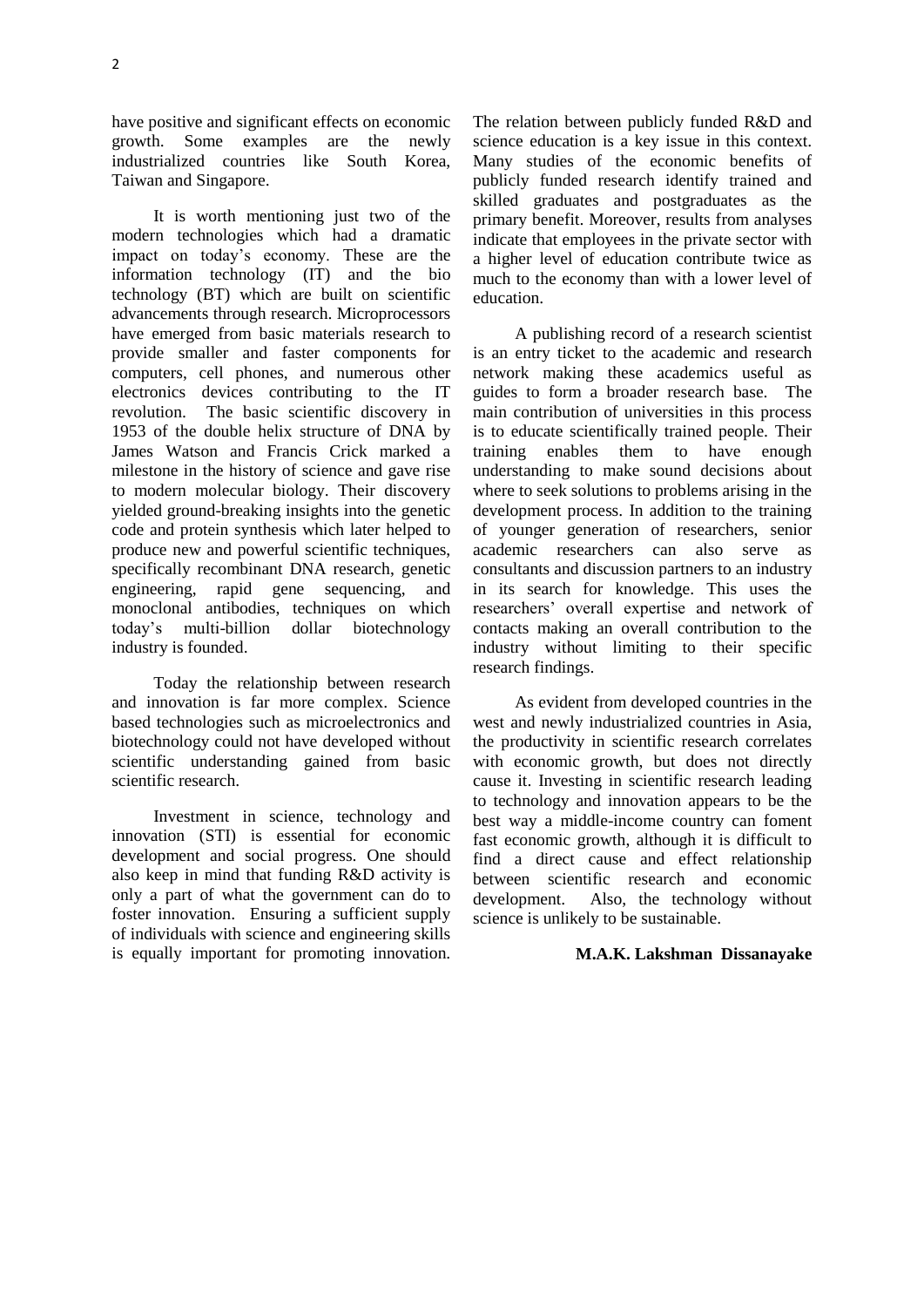have positive and significant effects on economic growth. Some examples are the newly industrialized countries like South Korea, Taiwan and Singapore.

It is worth mentioning just two of the modern technologies which had a dramatic impact on today's economy. These are the information technology (IT) and the bio technology (BT) which are built on scientific advancements through research. Microprocessors have emerged from basic materials research to provide smaller and faster components for computers, cell phones, and numerous other electronics devices contributing to the IT revolution. The basic scientific discovery in 1953 of the double helix structure of DNA by James Watson and Francis Crick marked a milestone in the history of science and gave rise to modern molecular biology. Their discovery yielded ground-breaking insights into the genetic code and protein synthesis which later helped to produce new and powerful scientific techniques, specifically recombinant DNA research, genetic engineering, rapid gene sequencing, and monoclonal antibodies, techniques on which today's multi-billion dollar biotechnology industry is founded.

Today the relationship between research and innovation is far more complex. Science based technologies such as microelectronics and biotechnology could not have developed without scientific understanding gained from basic scientific research.

Investment in science, technology and innovation (STI) is essential for economic development and social progress. One should also keep in mind that funding R&D activity is only a part of what the government can do to foster innovation. Ensuring a sufficient supply of individuals with science and engineering skills is equally important for promoting innovation. The relation between publicly funded R&D and science education is a key issue in this context. Many studies of the economic benefits of publicly funded research identify trained and skilled graduates and postgraduates as the primary benefit. Moreover, results from analyses indicate that employees in the private sector with a higher level of education contribute twice as much to the economy than with a lower level of education.

A publishing record of a research scientist is an entry ticket to the academic and research network making these academics useful as guides to form a broader research base. The main contribution of universities in this process is to educate scientifically trained people. Their training enables them to have enough understanding to make sound decisions about where to seek solutions to problems arising in the development process. In addition to the training of younger generation of researchers, senior academic researchers can also serve as consultants and discussion partners to an industry in its search for knowledge. This uses the researchers' overall expertise and network of contacts making an overall contribution to the industry without limiting to their specific research findings.

As evident from developed countries in the west and newly industrialized countries in Asia, the productivity in scientific research correlates with economic growth, but does not directly cause it. Investing in scientific research leading to technology and innovation appears to be the best way a middle-income country can foment fast economic growth, although it is difficult to find a direct cause and effect relationship between scientific research and economic development. Also, the technology without science is unlikely to be sustainable.

**M.A.K. Lakshman Dissanayake**